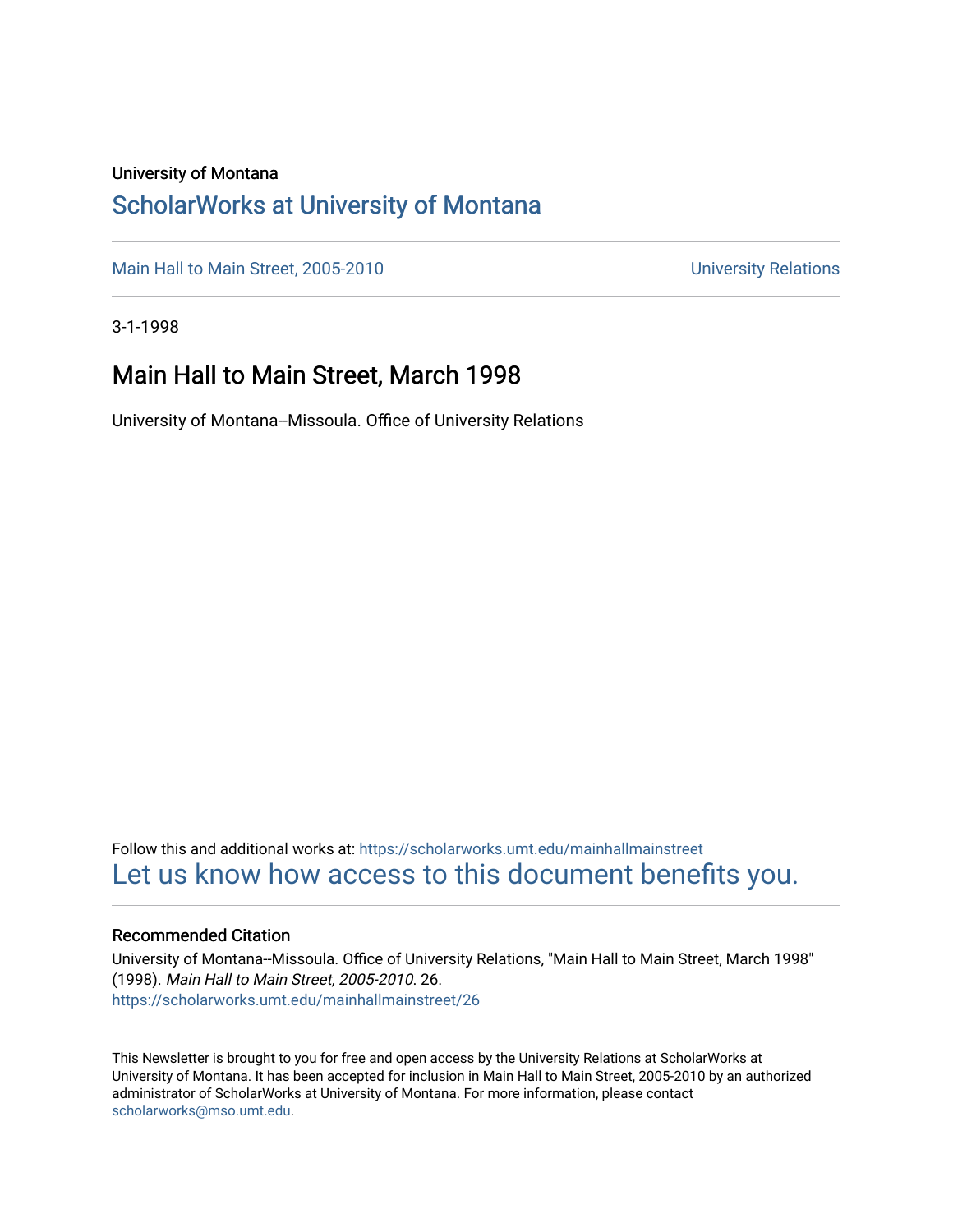University of Montana

## ScholarWorks at University of Montana

Main Hall to Main Street, 2005-2010 — University Relations

3-1-1998

# Main Hall to Main Street, March 1998

University of Montana--Missoula. Office of University Relations

Follow this and additional works at: https://scholarworks.umt.edu/mainhallmainstreet

Let us know how access to this document benefits you.

### Recommended Citation

University of Montana--Missoula. Office of University Relations, "Main Hall to Main Street, March 1998" (1998). *Main Hall to Main Street, 2005-2010*. 26.
https://scholarworks.umt.edu/mainhallmainstreet/26

This Newsletter is brought to you for free and open access by the University Relations at ScholarWorks at University of Montana. It has been accepted for inclusion in Main Hall to Main Street, 2005-2010 by an authorized administrator of ScholarWorks at University of Montana. For more information, please contact scholarworks@mso.umt.edu.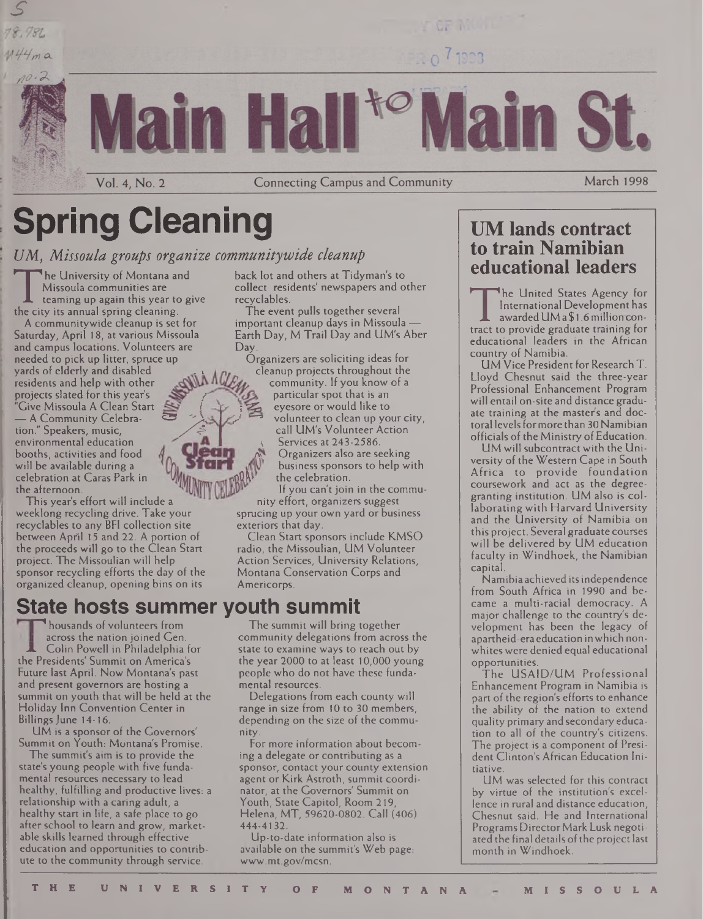# Main Hall to Main St.

Vol. 4, No. 2 — Connecting Campus and Community — March 1998

# Spring Cleaning

*UM, Missoula groups organize communitywide cleanup*

The University of Montana and Missoula communities are teaming up again this year to give the city its annual spring cleaning.

A communitywide cleanup is set for Saturday, April 18, at various Missoula and campus locations. Volunteers are needed to pick up litter, spruce up yards of elderly and disabled residents and help with other projects slated for this year's "Give Missoula A Clean Start — A Community Celebration." Speakers, music, environmental education booths, activities and food will be available during a celebration at Caras Park in the afternoon.

This year's effort will include a weeklong recycling drive. Take your recyclables to any BFI collection site between April 15 and 22. A portion of the proceeds will go to the Clean Start project. The Missoulian will help sponsor recycling efforts the day of the organized cleanup, opening bins on its back lot and others at Tidyman's to collect residents' newspapers and other recyclables.

The event pulls together several important cleanup days in Missoula — Earth Day, M Trail Day and UM's Aber Day.

Organizers are soliciting ideas for cleanup projects throughout the community. If you know of a particular spot that is an eyesore or would like to volunteer to clean up your city, call UM's Volunteer Action Services at 243-2586. Organizers also are seeking business sponsors to help with the celebration.

If you can't join in the community effort, organizers suggest sprucing up your own yard or business exteriors that day.

Clean Start sponsors include KMSO radio, the Missoulian, UM Volunteer Action Services, University Relations, Montana Conservation Corps and Americorps.

## State hosts summer youth summit

Thousands of volunteers from across the nation joined Gen. Colin Powell in Philadelphia for the Presidents' Summit on America's Future last April. Now Montana's past and present governors are hosting a summit on youth that will be held at the Holiday Inn Convention Center in Billings June 14-16.

UM is a sponsor of the Governors' Summit on Youth: Montana's Promise.

The summit's aim is to provide the state's young people with five fundamental resources necessary to lead healthy, fulfilling and productive lives: a relationship with a caring adult, a healthy start in life, a safe place to go after school to learn and grow, marketable skills learned through effective education and opportunities to contribute to the community through service.

The summit will bring together community delegations from across the state to examine ways to reach out by the year 2000 to at least 10,000 young people who do not have these fundamental resources.

Delegations from each county will range in size from 10 to 30 members, depending on the size of the community.

For more information about becoming a delegate or contributing as a sponsor, contact your county extension agent or Kirk Astroth, summit coordinator, at the Governors' Summit on Youth, State Capitol, Room 219, Helena, MT, 59620-0802. Call (406) 444-4132.

Up-to-date information also is available on the summit's Web page: www.mt.gov/mcsn.

## UM lands contract to train Namibian educational leaders

The United States Agency for International Development has awarded UM a $1.6 million contract to provide graduate training for educational leaders in the African country of Namibia.

UM Vice President for Research T. Lloyd Chesnut said the three-year Professional Enhancement Program will entail on-site and distance graduate training at the master's and doctoral levels for more than 30 Namibian officials of the Ministry of Education.

UM will subcontract with the University of the Western Cape in South Africa to provide foundation coursework and act as the degree-granting institution. UM also is collaborating with Harvard University and the University of Namibia on this project. Several graduate courses will be delivered by UM education faculty in Windhoek, the Namibian capital.

Namibia achieved its independence from South Africa in 1990 and became a multi-racial democracy. A major challenge to the country's development has been the legacy of apartheid-era education in which nonwhites were denied equal educational opportunities.

The USAID/UM Professional Enhancement Program in Namibia is part of the region's efforts to enhance the ability of the nation to extend quality primary and secondary education to all of the country's citizens. The project is a component of President Clinton's African Education Initiative.

UM was selected for this contract by virtue of the institution's excellence in rural and distance education, Chesnut said. He and International Programs Director Mark Lusk negotiated the final details of the project last month in Windhoek.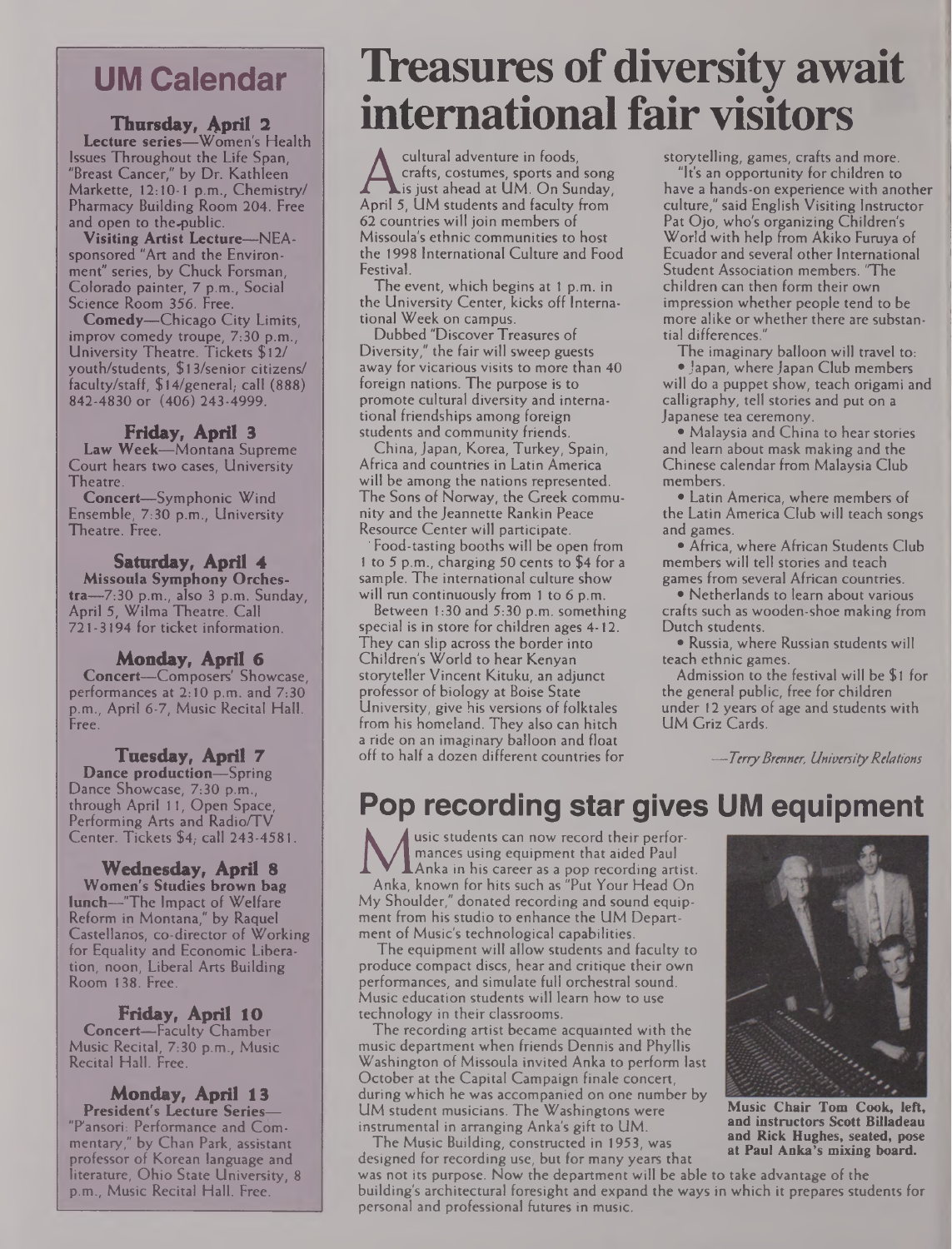## UM Calendar

**Thursday, April 2**

**Lecture series**—Women's Health Issues Throughout the Life Span, "Breast Cancer," by Dr. Kathleen Markette, 12:10-1 p.m., Chemistry/Pharmacy Building Room 204. Free and open to the public.

**Visiting Artist Lecture**—NEA-sponsored "Art and the Environment" series, by Chuck Forsman, Colorado painter, 7 p.m., Social Science Room 356. Free.

**Comedy**—Chicago City Limits, improv comedy troupe, 7:30 p.m., University Theatre. Tickets $12/youth/students, $13/senior citizens/faculty/staff, $14/general; call (888) 842-4830 or (406) 243-4999.

**Friday, April 3**

**Law Week**—Montana Supreme Court hears two cases, University Theatre.

**Concert**—Symphonic Wind Ensemble, 7:30 p.m., University Theatre. Free.

**Saturday, April 4**

**Missoula Symphony Orchestra**—7:30 p.m., also 3 p.m. Sunday, April 5, Wilma Theatre. Call 721-3194 for ticket information.

**Monday, April 6**

**Concert**—Composers' Showcase, performances at 2:10 p.m. and 7:30 p.m., April 6-7, Music Recital Hall. Free.

**Tuesday, April 7**

**Dance production**—Spring Dance Showcase, 7:30 p.m., through April 11, Open Space, Performing Arts and Radio/TV Center. Tickets $4; call 243-4581.

**Wednesday, April 8**

**Women's Studies brown bag lunch**—"The Impact of Welfare Reform in Montana," by Raquel Castellanos, co-director of Working for Equality and Economic Liberation, noon, Liberal Arts Building Room 138. Free.

**Friday, April 10**

**Concert**—Faculty Chamber Music Recital, 7:30 p.m., Music Recital Hall. Free.

**Monday, April 13**

**President's Lecture Series**—"P'ansori: Performance and Commentary," by Chan Park, assistant professor of Korean language and literature, Ohio State University, 8 p.m., Music Recital Hall. Free.

# Treasures of diversity await international fair visitors

A cultural adventure in foods, crafts, costumes, sports and song is just ahead at UM. On Sunday, April 5, UM students and faculty from 62 countries will join members of Missoula's ethnic communities to host the 1998 International Culture and Food Festival.

The event, which begins at 1 p.m. in the University Center, kicks off International Week on campus.

Dubbed "Discover Treasures of Diversity," the fair will sweep guests away for vicarious visits to more than 40 foreign nations. The purpose is to promote cultural diversity and international friendships among foreign students and community friends.

China, Japan, Korea, Turkey, Spain, Africa and countries in Latin America will be among the nations represented. The Sons of Norway, the Greek community and the Jeannette Rankin Peace Resource Center will participate.

Food-tasting booths will be open from 1 to 5 p.m., charging 50 cents to $4 for a sample. The international culture show will run continuously from 1 to 6 p.m.

Between 1:30 and 5:30 p.m. something special is in store for children ages 4-12. They can slip across the border into Children's World to hear Kenyan storyteller Vincent Kituku, an adjunct professor of biology at Boise State University, give his versions of folktales from his homeland. They also can hitch a ride on an imaginary balloon and float off to half a dozen different countries for storytelling, games, crafts and more.

"It's an opportunity for children to have a hands-on experience with another culture," said English Visiting Instructor Pat Ojo, who's organizing Children's World with help from Akiko Furuya of Ecuador and several other International Student Association members. "The children can then form their own impression whether people tend to be more alike or whether there are substantial differences."

The imaginary balloon will travel to:

- Japan, where Japan Club members will do a puppet show, teach origami and calligraphy, tell stories and put on a Japanese tea ceremony.
- Malaysia and China to hear stories and learn about mask making and the Chinese calendar from Malaysia Club members.
- Latin America, where members of the Latin America Club will teach songs and games.
- Africa, where African Students Club members will tell stories and teach games from several African countries.
- Netherlands to learn about various crafts such as wooden-shoe making from Dutch students.
- Russia, where Russian students will teach ethnic games.

Admission to the festival will be $1 for the general public, free for children under 12 years of age and students with UM Griz Cards.

*—Terry Brenner, University Relations*

## Pop recording star gives UM equipment

Music students can now record their performances using equipment that aided Paul Anka in his career as a pop recording artist.

Anka, known for hits such as "Put Your Head On My Shoulder," donated recording and sound equipment from his studio to enhance the UM Department of Music's technological capabilities.

The equipment will allow students and faculty to produce compact discs, hear and critique their own performances, and simulate full orchestral sound. Music education students will learn how to use technology in their classrooms.

The recording artist became acquainted with the music department when friends Dennis and Phyllis Washington of Missoula invited Anka to perform last October at the Capital Campaign finale concert, during which he was accompanied on one number by UM student musicians. The Washingtons were instrumental in arranging Anka's gift to UM.

The Music Building, constructed in 1953, was designed for recording use, but for many years that was not its purpose. Now the department will be able to take advantage of the building's architectural foresight and expand the ways in which it prepares students for personal and professional futures in music.

**Music Chair Tom Cook, left, and instructors Scott Billadeau and Rick Hughes, seated, pose at Paul Anka's mixing board.**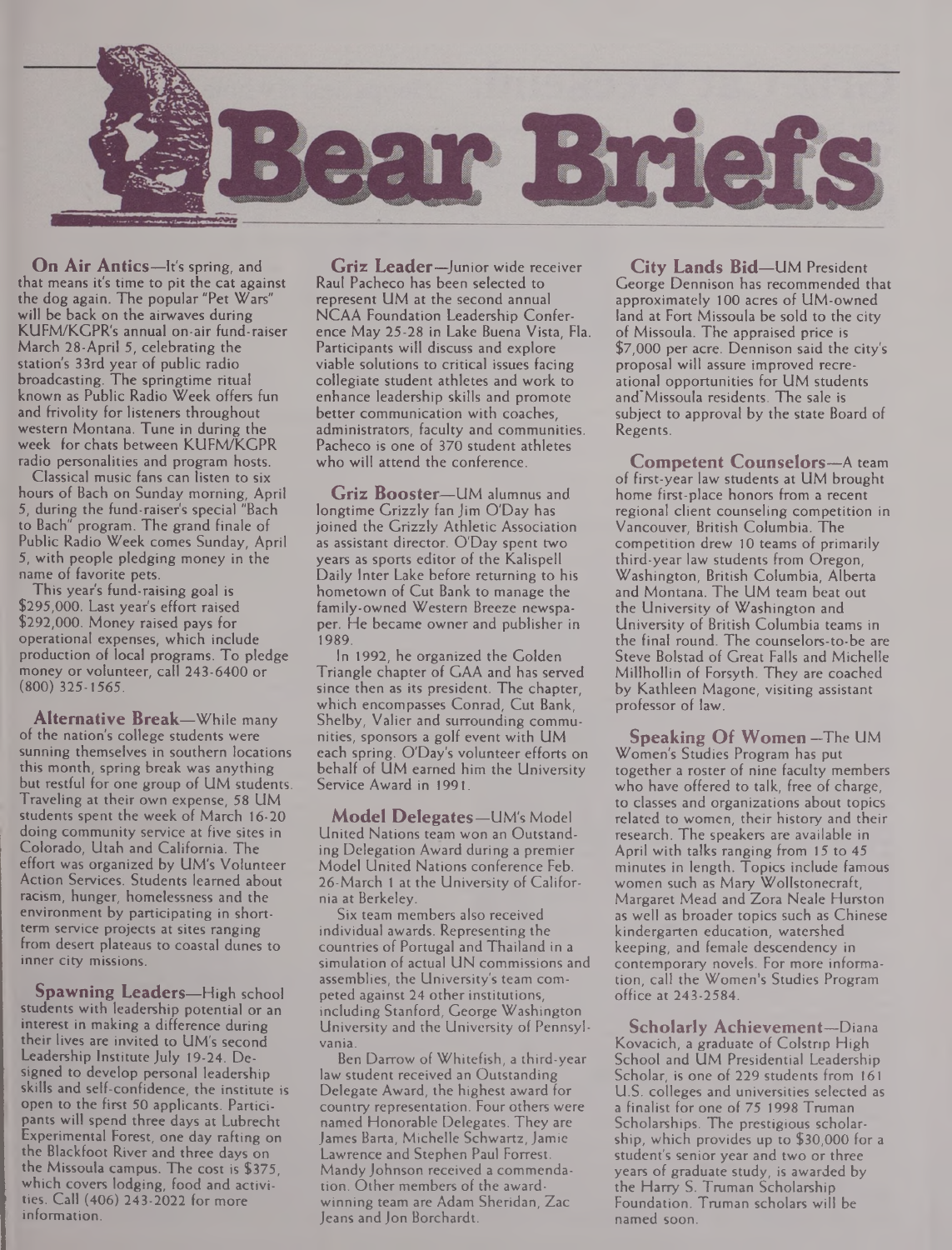# Bear Briefs

**On Air Antics**—It's spring, and that means it's time to pit the cat against the dog again. The popular "Pet Wars" will be back on the airwaves during KUFM/KGPR's annual on-air fund-raiser March 28-April 5, celebrating the station's 33rd year of public radio broadcasting. The springtime ritual known as Public Radio Week offers fun and frivolity for listeners throughout western Montana. Tune in during the week for chats between KUFM/KGPR radio personalities and program hosts.

Classical music fans can listen to six hours of Bach on Sunday morning, April 5, during the fund-raiser's special "Bach to Bach" program. The grand finale of Public Radio Week comes Sunday, April 5, with people pledging money in the name of favorite pets.

This year's fund-raising goal is $295,000. Last year's effort raised $292,000. Money raised pays for operational expenses, which include production of local programs. To pledge money or volunteer, call 243-6400 or (800) 325-1565.

**Alternative Break**—While many of the nation's college students were sunning themselves in southern locations this month, spring break was anything but restful for one group of UM students. Traveling at their own expense, 58 UM students spent the week of March 16-20 doing community service at five sites in Colorado, Utah and California. The effort was organized by UM's Volunteer Action Services. Students learned about racism, hunger, homelessness and the environment by participating in short-term service projects at sites ranging from desert plateaus to coastal dunes to inner city missions.

**Spawning Leaders**—High school students with leadership potential or an interest in making a difference during their lives are invited to UM's second Leadership Institute July 19-24. Designed to develop personal leadership skills and self-confidence, the institute is open to the first 50 applicants. Participants will spend three days at Lubrecht Experimental Forest, one day rafting on the Blackfoot River and three days on the Missoula campus. The cost is $375, which covers lodging, food and activities. Call (406) 243-2022 for more information.

**Griz Leader**—Junior wide receiver Raul Pacheco has been selected to represent UM at the second annual NCAA Foundation Leadership Conference May 25-28 in Lake Buena Vista, Fla. Participants will discuss and explore viable solutions to critical issues facing collegiate student athletes and work to enhance leadership skills and promote better communication with coaches, administrators, faculty and communities. Pacheco is one of 370 student athletes who will attend the conference.

**Griz Booster**—UM alumnus and longtime Grizzly fan Jim O'Day has joined the Grizzly Athletic Association as assistant director. O'Day spent two years as sports editor of the Kalispell Daily Inter Lake before returning to his hometown of Cut Bank to manage the family-owned Western Breeze newspaper. He became owner and publisher in 1989.

In 1992, he organized the Golden Triangle chapter of GAA and has served since then as its president. The chapter, which encompasses Conrad, Cut Bank, Shelby, Valier and surrounding communities, sponsors a golf event with UM each spring. O'Day's volunteer efforts on behalf of UM earned him the University Service Award in 1991.

**Model Delegates**—UM's Model United Nations team won an Outstanding Delegation Award during a premier Model United Nations conference Feb. 26-March 1 at the University of California at Berkeley.

Six team members also received individual awards. Representing the countries of Portugal and Thailand in a simulation of actual UN commissions and assemblies, the University's team competed against 24 other institutions, including Stanford, George Washington University and the University of Pennsylvania.

Ben Darrow of Whitefish, a third-year law student received an Outstanding Delegate Award, the highest award for country representation. Four others were named Honorable Delegates. They are James Barta, Michelle Schwartz, Jamie Lawrence and Stephen Paul Forrest. Mandy Johnson received a commendation. Other members of the award-winning team are Adam Sheridan, Zac Jeans and Jon Borchardt.

**City Lands Bid**—UM President George Dennison has recommended that approximately 100 acres of UM-owned land at Fort Missoula be sold to the city of Missoula. The appraised price is $7,000 per acre. Dennison said the city's proposal will assure improved recreational opportunities for UM students and Missoula residents. The sale is subject to approval by the state Board of Regents.

**Competent Counselors**—A team of first-year law students at UM brought home first-place honors from a recent regional client counseling competition in Vancouver, British Columbia. The competition drew 10 teams of primarily third-year law students from Oregon, Washington, British Columbia, Alberta and Montana. The UM team beat out the University of Washington and University of British Columbia teams in the final round. The counselors-to-be are Steve Bolstad of Great Falls and Michelle Millhollin of Forsyth. They are coached by Kathleen Magone, visiting assistant professor of law.

**Speaking Of Women**—The UM Women's Studies Program has put together a roster of nine faculty members who have offered to talk, free of charge, to classes and organizations about topics related to women, their history and their research. The speakers are available in April with talks ranging from 15 to 45 minutes in length. Topics include famous women such as Mary Wollstonecraft, Margaret Mead and Zora Neale Hurston as well as broader topics such as Chinese kindergarten education, watershed keeping, and female descendency in contemporary novels. For more information, call the Women's Studies Program office at 243-2584.

**Scholarly Achievement**—Diana Kovacich, a graduate of Colstrip High School and UM Presidential Leadership Scholar, is one of 229 students from 161 U.S. colleges and universities selected as a finalist for one of 75 1998 Truman Scholarships. The prestigious scholarship, which provides up to $30,000 for a student's senior year and two or three years of graduate study, is awarded by the Harry S. Truman Scholarship Foundation. Truman scholars will be named soon.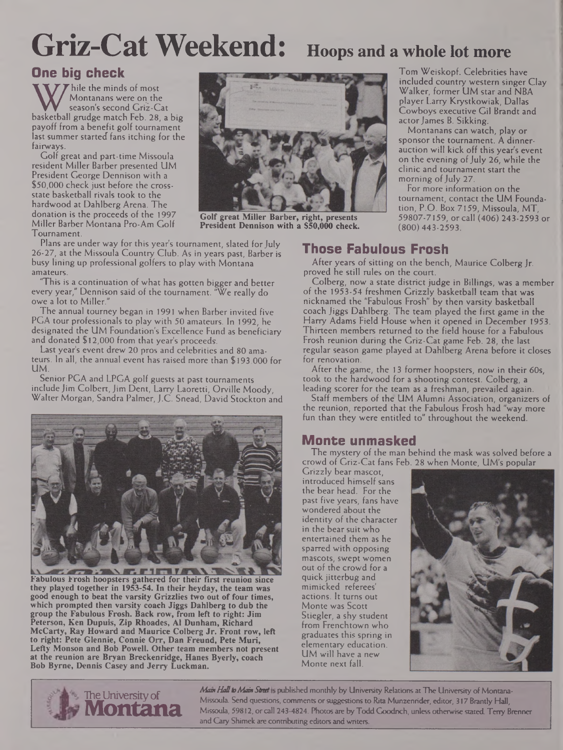# Griz-Cat Weekend: Hoops and a whole lot more

## One big check

While the minds of most Montanans were on the season's second Griz-Cat basketball grudge match Feb. 28, a big payoff from a benefit golf tournament last summer started fans itching for the fairways.

Golf great and part-time Missoula resident Miller Barber presented UM President George Dennison with a $50,000 check just before the cross-state basketball rivals took to the hardwood at Dahlberg Arena. The donation is the proceeds of the 1997 Miller Barber Montana Pro-Am Golf Tournament.

**Golf great Miller Barber, right, presents President Dennison with a $50,000 check.**

Plans are under way for this year's tournament, slated for July 26-27, at the Missoula Country Club. As in years past, Barber is busy lining up professional golfers to play with Montana amateurs.

"This is a continuation of what has gotten bigger and better every year," Dennison said of the tournament. "We really do owe a lot to Miller."

The annual tourney began in 1991 when Barber invited five PGA tour professionals to play with 50 amateurs. In 1992, he designated the UM Foundation's Excellence Fund as beneficiary and donated $12,000 from that year's proceeds.

Last year's event drew 20 pros and celebrities and 80 amateurs. In all, the annual event has raised more than $193,000 for UM.

Senior PGA and LPGA golf guests at past tournaments include Jim Colbert, Jim Dent, Larry Laoretti, Orville Moody, Walter Morgan, Sandra Palmer, J.C. Snead, David Stockton and Tom Weiskopf. Celebrities have included country western singer Clay Walker, former UM star and NBA player Larry Krystkowiak, Dallas Cowboys executive Gil Brandt and actor James B. Sikking.

Montanans can watch, play or sponsor the tournament. A dinner-auction will kick off this year's event on the evening of July 26, while the clinic and tournament start the morning of July 27.

For more information on the tournament, contact the UM Foundation, P.O. Box 7159, Missoula, MT, 59807-7159, or call (406) 243-2593 or (800) 443-2593.

**Fabulous Frosh hoopsters gathered for their first reunion since they played together in 1953-54. In their heyday, the team was good enough to beat the varsity Grizzlies two out of four times, which prompted then varsity coach Jiggs Dahlberg to dub the group the Fabulous Frosh. Back row, from left to right: Jim Peterson, Ken Dupuis, Zip Rhoades, Al Dunham, Richard McCarty, Ray Howard and Maurice Colberg Jr. Front row, left to right: Pete Glennie, Connie Orr, Dan Freund, Pete Muri, Lefty Monson and Bob Powell. Other team members not present at the reunion are Bryan Breckenridge, Hanes Byerly, coach Bob Byrne, Dennis Casey and Jerry Luckman.**

## Those Fabulous Frosh

After years of sitting on the bench, Maurice Colberg Jr. proved he still rules on the court.

Colberg, now a state district judge in Billings, was a member of the 1953-54 freshmen Grizzly basketball team that was nicknamed the "Fabulous Frosh" by then varsity basketball coach Jiggs Dahlberg. The team played the first game in the Harry Adams Field House when it opened in December 1953. Thirteen members returned to the field house for a Fabulous Frosh reunion during the Griz-Cat game Feb. 28, the last regular season game played at Dahlberg Arena before it closes for renovation.

After the game, the 13 former hoopsters, now in their 60s, took to the hardwood for a shooting contest. Colberg, a leading scorer for the team as a freshman, prevailed again.

Staff members of the UM Alumni Association, organizers of the reunion, reported that the Fabulous Frosh had "way more fun than they were entitled to" throughout the weekend.

## Monte unmasked

The mystery of the man behind the mask was solved before a crowd of Griz-Cat fans Feb. 28 when Monte, UM's popular Grizzly bear mascot, introduced himself sans the bear head. For the past five years, fans have wondered about the identity of the character in the bear suit who entertained them as he sparred with opposing mascots, swept women out of the crowd for a quick jitterbug and mimicked referees' actions. It turns out Monte was Scott Stiegler, a shy student from Frenchtown who graduates this spring in elementary education. UM will have a new Monte next fall.

---

The University of Montana

*Main Hall to Main Street* is published monthly by University Relations at The University of Montana-Missoula. Send questions, comments or suggestions to Rita Munzenrider, editor, 317 Brantly Hall, Missoula, 59812, or call 243-4824. Photos are by Todd Goodrich, unless otherwise stated. Terry Brenner and Cary Shimek are contributing editors and writers.